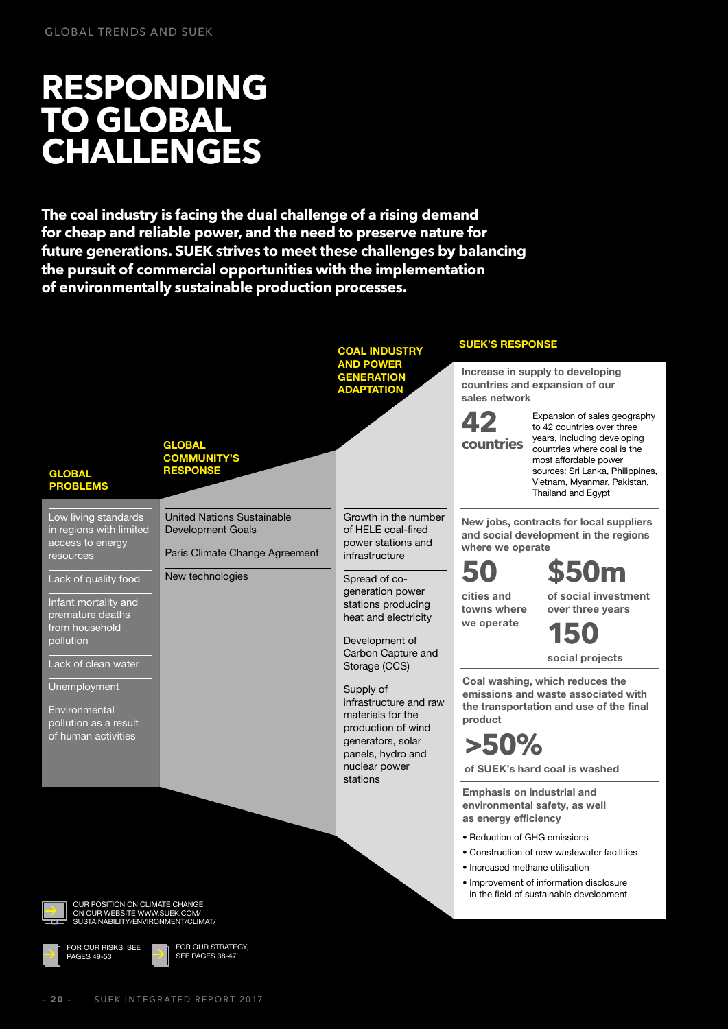# RESPONDING TO GLOBAL CHALLENGES

**The coal industry is facing the dual challenge of a rising demand for cheap and reliable power, and the need to preserve nature for future generations. SUEK strives to meet these challenges by balancing the pursuit of commercial opportunities with the implementation of environmentally sustainable production processes.**

### GLOBAL PROBLEMS

- Low living standards in regions with limited access to energy resources
- Lack of quality food
- Infant mortality and premature deaths from household pollution
- Lack of clean water
- Unemployment
- Environmental pollution as a result of human activities

### GLOBAL COMMUNITY'S RESPONSE

- United Nations Sustainable Development Goals
- Paris Climate Change Agreement
- New technologies

### COAL INDUSTRY AND POWER GENERATION ADAPTATION

- Growth in the number of HELE coal-fired power stations and infrastructure
- Spread of co-generation power stations producing heat and electricity
- Development of Carbon Capture and Storage (CCS)
- Supply of infrastructure and raw materials for the production of wind generators, solar panels, hydro and nuclear power stations

### SUEK'S RESPONSE

**Increase in supply to developing countries and expansion of our sales network**

**42 countries**

Expansion of sales geography to 42 countries over three years, including developing countries where coal is the most affordable power sources: Sri Lanka, Philippines, Vietnam, Myanmar, Pakistan, Thailand and Egypt

**New jobs, contracts for local suppliers and social development in the regions where we operate**

**50** cities and towns where we operate

**$50m** of social investment over three years

**150** social projects

**Coal washing, which reduces the emissions and waste associated with the transportation and use of the final product**

**>50%** of SUEK's hard coal is washed

**Emphasis on industrial and environmental safety, as well as energy efficiency**

- Reduction of GHG emissions
- Construction of new wastewater facilities
- Increased methane utilisation
- Improvement of information disclosure in the field of sustainable development

OUR POSITION ON CLIMATE CHANGE ON OUR WEBSITE WWW.SUEK.COM/SUSTAINABILITY/ENVIRONMENT/CLIMAT/

FOR OUR RISKS, SEE PAGES 49-53

FOR OUR STRATEGY, SEE PAGES 38-47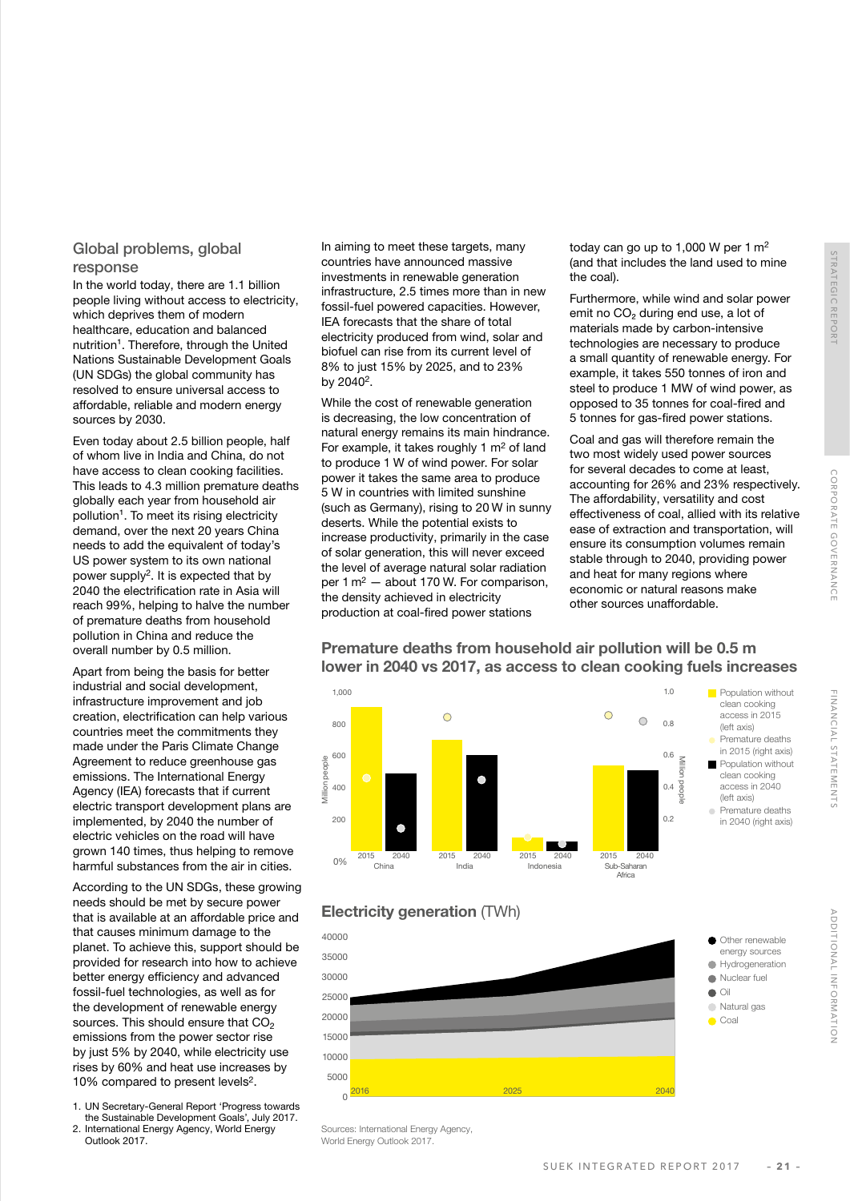## Global problems, global response

In the world today, there are 1.1 billion people living without access to electricity, which deprives them of modern healthcare, education and balanced nutrition[1]. Therefore, through the United Nations Sustainable Development Goals (UN SDGs) the global community has resolved to ensure universal access to affordable, reliable and modern energy sources by 2030.

Even today about 2.5 billion people, half of whom live in India and China, do not have access to clean cooking facilities. This leads to 4.3 million premature deaths globally each year from household air pollution[1]. To meet its rising electricity demand, over the next 20 years China needs to add the equivalent of today's US power system to its own national power supply[2]. It is expected that by 2040 the electrification rate in Asia will reach 99%, helping to halve the number of premature deaths from household pollution in China and reduce the overall number by 0.5 million.

Apart from being the basis for better industrial and social development, infrastructure improvement and job creation, electrification can help various countries meet the commitments they made under the Paris Climate Change Agreement to reduce greenhouse gas emissions. The International Energy Agency (IEA) forecasts that if current electric transport development plans are implemented, by 2040 the number of electric vehicles on the road will have grown 140 times, thus helping to remove harmful substances from the air in cities.

According to the UN SDGs, these growing needs should be met by secure power that is available at an affordable price and that causes minimum damage to the planet. To achieve this, support should be provided for research into how to achieve better energy efficiency and advanced fossil-fuel technologies, as well as for the development of renewable energy sources. This should ensure that $CO_2$ emissions from the power sector rise by just 5% by 2040, while electricity use rises by 60% and heat use increases by 10% compared to present levels[2].

In aiming to meet these targets, many countries have announced massive investments in renewable generation infrastructure, 2.5 times more than in new fossil-fuel powered capacities. However, IEA forecasts that the share of total electricity produced from wind, solar and biofuel can rise from its current level of 8% to just 15% by 2025, and to 23% by 2040[2].

While the cost of renewable generation is decreasing, the low concentration of natural energy remains its main hindrance. For example, it takes roughly 1 $m^2$ of land to produce 1 W of wind power. For solar power it takes the same area to produce 5 W in countries with limited sunshine (such as Germany), rising to 20 W in sunny deserts. While the potential exists to increase productivity, primarily in the case of solar generation, this will never exceed the level of average natural solar radiation per 1 $m^2$ — about 170 W. For comparison, the density achieved in electricity production at coal-fired power stations today can go up to 1,000 W per 1 $m^2$ (and that includes the land used to mine the coal).

Furthermore, while wind and solar power emit no $CO_2$ during end use, a lot of materials made by carbon-intensive technologies are necessary to produce a small quantity of renewable energy. For example, it takes 550 tonnes of iron and steel to produce 1 MW of wind power, as opposed to 35 tonnes for coal-fired and 5 tonnes for gas-fired power stations.

Coal and gas will therefore remain the two most widely used power sources for several decades to come at least, accounting for 26% and 23% respectively. The affordability, versatility and cost effectiveness of coal, allied with its relative ease of extraction and transportation, will ensure its consumption volumes remain stable through to 2040, providing power and heat for many regions where economic or natural reasons make other sources unaffordable.

### Premature deaths from household air pollution will be 0.5 m lower in 2040 vs 2017, as access to clean cooking fuels increases

Legend: Population without clean cooking access in 2015 (left axis); Premature deaths in 2015 (right axis); Population without clean cooking access in 2040 (left axis); Premature deaths in 2040 (right axis)

Left axis: Million people (0–1,000); Right axis: Million people (0–1.0)

Regions: China (2015, 2040); India (2015, 2040); Indonesia (2015, 2040); Sub-Saharan Africa (2015, 2040)

### Electricity generation (TWh)

Legend: Other renewable energy sources; Hydrogeneration; Nuclear fuel; Oil; Natural gas; Coal

Axis: 0–40000; years 2016, 2025, 2040

Sources: International Energy Agency, World Energy Outlook 2017.

1. UN Secretary-General Report 'Progress towards the Sustainable Development Goals', July 2017.
2. International Energy Agency, World Energy Outlook 2017.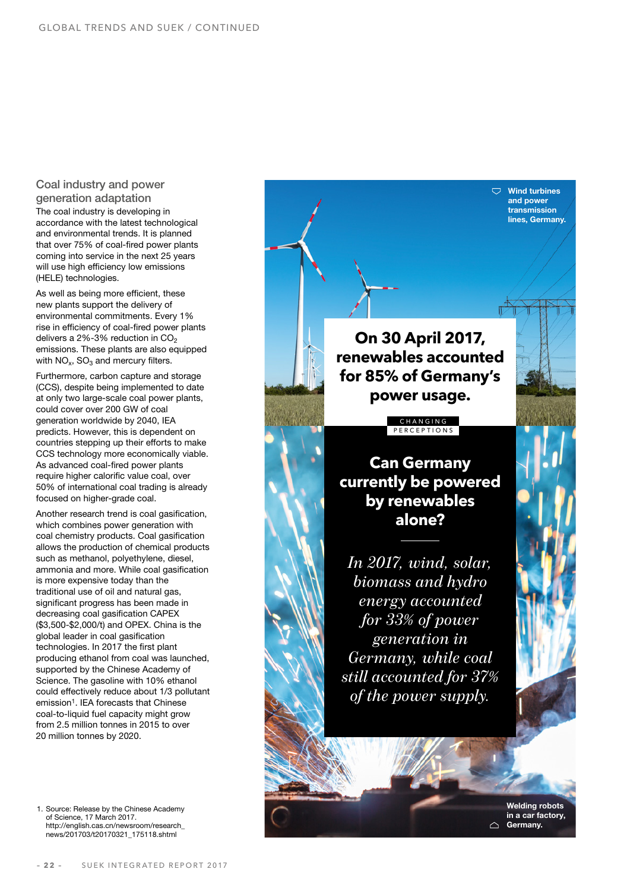## Coal industry and power generation adaptation

The coal industry is developing in accordance with the latest technological and environmental trends. It is planned that over 75% of coal-fired power plants coming into service in the next 25 years will use high efficiency low emissions (HELE) technologies.

As well as being more efficient, these new plants support the delivery of environmental commitments. Every 1% rise in efficiency of coal-fired power plants delivers a 2%-3% reduction in $CO_2$ emissions. These plants are also equipped with $NO_x$, $SO_3$ and mercury filters.

Furthermore, carbon capture and storage (CCS), despite being implemented to date at only two large-scale coal power plants, could cover over 200 GW of coal generation worldwide by 2040, IEA predicts. However, this is dependent on countries stepping up their efforts to make CCS technology more economically viable. As advanced coal-fired power plants require higher calorific value coal, over 50% of international coal trading is already focused on higher-grade coal.

Another research trend is coal gasification, which combines power generation with coal chemistry products. Coal gasification allows the production of chemical products such as methanol, polyethylene, diesel, ammonia and more. While coal gasification is more expensive today than the traditional use of oil and natural gas, significant progress has been made in decreasing coal gasification CAPEX ($3,500-$2,000/t) and OPEX. China is the global leader in coal gasification technologies. In 2017 the first plant producing ethanol from coal was launched, supported by the Chinese Academy of Science. The gasoline with 10% ethanol could effectively reduce about 1/3 pollutant emission[1]. IEA forecasts that Chinese coal-to-liquid fuel capacity might grow from 2.5 million tonnes in 2015 to over 20 million tonnes by 2020.

1. Source: Release by the Chinese Academy of Science, 17 March 2017. http://english.cas.cn/newsroom/research_news/201703/t20170321_175118.shtml

Wind turbines and power transmission lines, Germany.

**On 30 April 2017, renewables accounted for 85% of Germany's power usage.**

CHANGING PERCEPTIONS

### Can Germany currently be powered by renewables alone?

*In 2017, wind, solar, biomass and hydro energy accounted for 33% of power generation in Germany, while coal still accounted for 37% of the power supply.*

Welding robots in a car factory, Germany.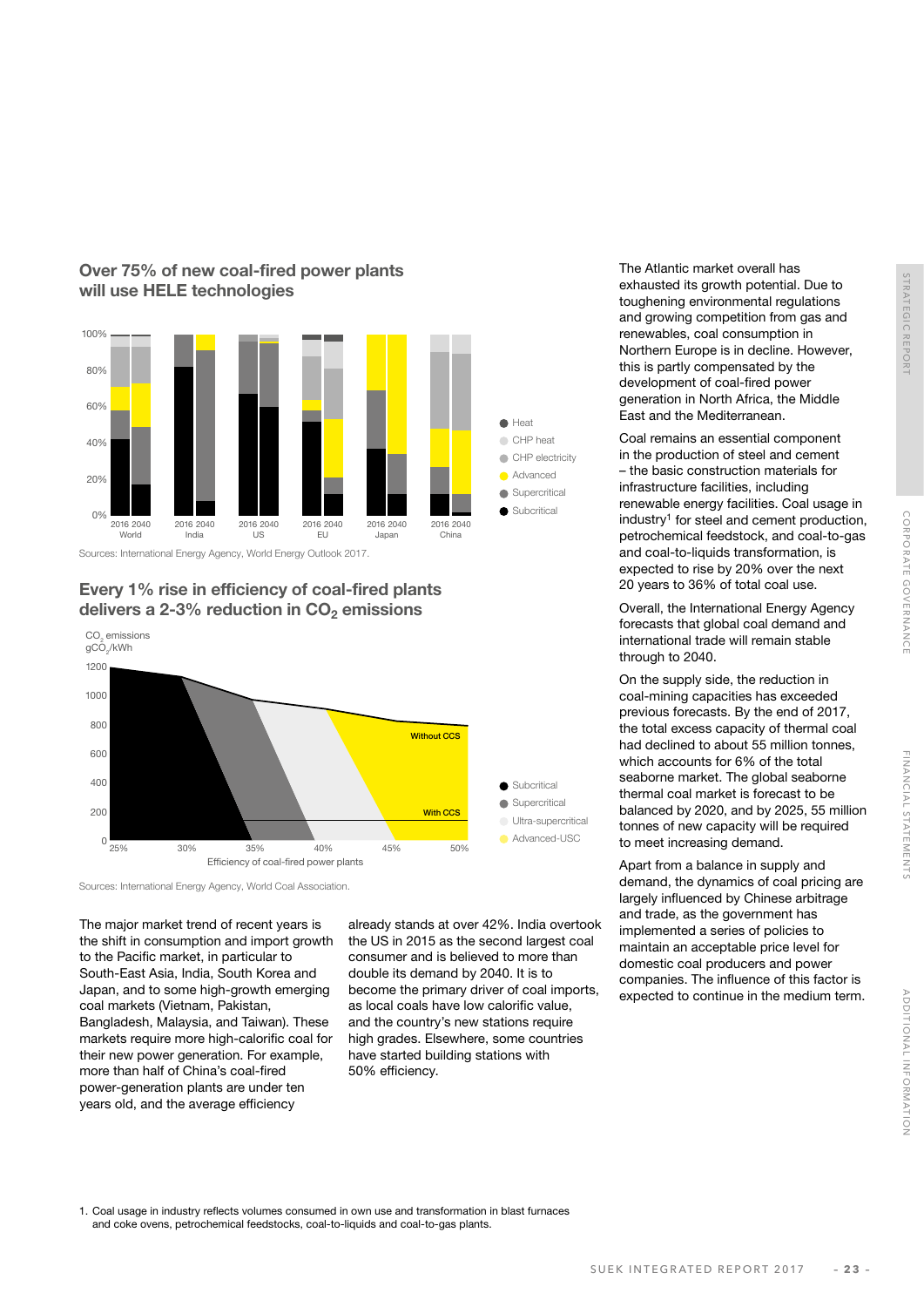## Over 75% of new coal-fired power plants will use HELE technologies

Sources: International Energy Agency, World Energy Outlook 2017.

## Every 1% rise in efficiency of coal-fired plants delivers a 2-3% reduction in $CO_2$ emissions

Sources: International Energy Agency, World Coal Association.

The major market trend of recent years is the shift in consumption and import growth to the Pacific market, in particular to South-East Asia, India, South Korea and Japan, and to some high-growth emerging coal markets (Vietnam, Pakistan, Bangladesh, Malaysia, and Taiwan). These markets require more high-calorific coal for their new power generation. For example, more than half of China's coal-fired power-generation plants are under ten years old, and the average efficiency already stands at over 42%. India overtook the US in 2015 as the second largest coal consumer and is believed to more than double its demand by 2040. It is to become the primary driver of coal imports, as local coals have low calorific value, and the country's new stations require high grades. Elsewhere, some countries have started building stations with 50% efficiency.

The Atlantic market overall has exhausted its growth potential. Due to toughening environmental regulations and growing competition from gas and renewables, coal consumption in Northern Europe is in decline. However, this is partly compensated by the development of coal-fired power generation in North Africa, the Middle East and the Mediterranean.

Coal remains an essential component in the production of steel and cement – the basic construction materials for infrastructure facilities, including renewable energy facilities. Coal usage in industry[1] for steel and cement production, petrochemical feedstock, and coal-to-gas and coal-to-liquids transformation, is expected to rise by 20% over the next 20 years to 36% of total coal use.

Overall, the International Energy Agency forecasts that global coal demand and international trade will remain stable through to 2040.

On the supply side, the reduction in coal-mining capacities has exceeded previous forecasts. By the end of 2017, the total excess capacity of thermal coal had declined to about 55 million tonnes, which accounts for 6% of the total seaborne market. The global seaborne thermal coal market is forecast to be balanced by 2020, and by 2025, 55 million tonnes of new capacity will be required to meet increasing demand.

Apart from a balance in supply and demand, the dynamics of coal pricing are largely influenced by Chinese arbitrage and trade, as the government has implemented a series of policies to maintain an acceptable price level for domestic coal producers and power companies. The influence of this factor is expected to continue in the medium term.

1. Coal usage in industry reflects volumes consumed in own use and transformation in blast furnaces and coke ovens, petrochemical feedstocks, coal-to-liquids and coal-to-gas plants.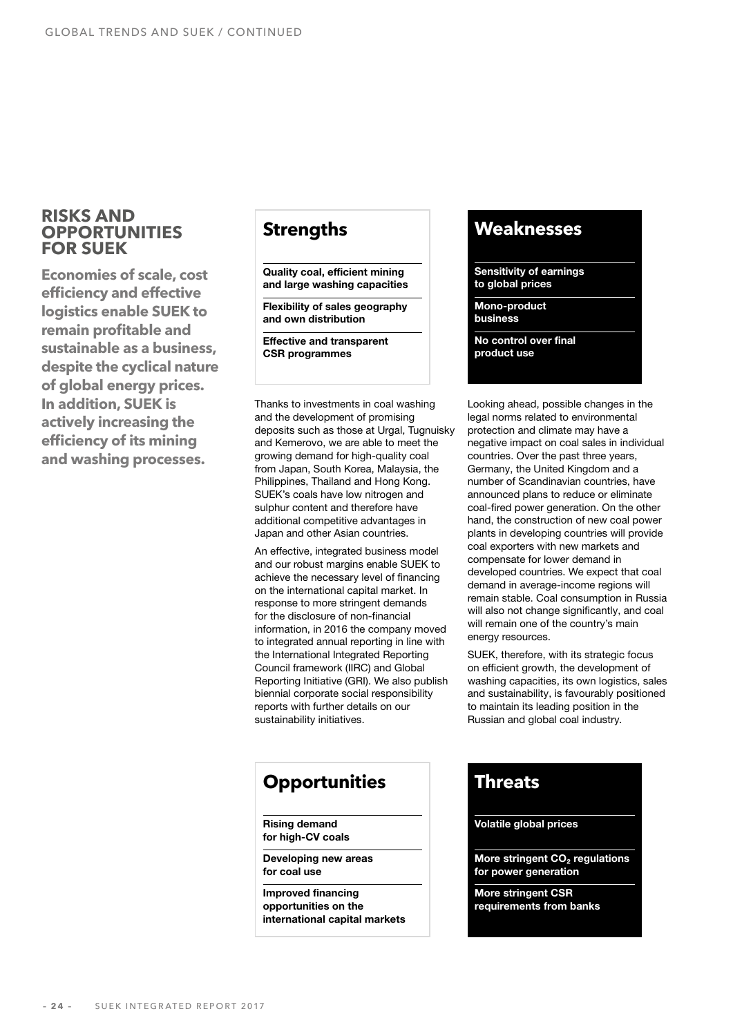## RISKS AND OPPORTUNITIES FOR SUEK

**Economies of scale, cost efficiency and effective logistics enable SUEK to remain profitable and sustainable as a business, despite the cyclical nature of global energy prices. In addition, SUEK is actively increasing the efficiency of its mining and washing processes.**

### Strengths

- **Quality coal, efficient mining and large washing capacities**
- **Flexibility of sales geography and own distribution**
- **Effective and transparent CSR programmes**

### Weaknesses

- **Sensitivity of earnings to global prices**
- **Mono-product business**
- **No control over final product use**

Thanks to investments in coal washing and the development of promising deposits such as those at Urgal, Tugnuisky and Kemerovo, we are able to meet the growing demand for high-quality coal from Japan, South Korea, Malaysia, the Philippines, Thailand and Hong Kong. SUEK's coals have low nitrogen and sulphur content and therefore have additional competitive advantages in Japan and other Asian countries.

An effective, integrated business model and our robust margins enable SUEK to achieve the necessary level of financing on the international capital market. In response to more stringent demands for the disclosure of non-financial information, in 2016 the company moved to integrated annual reporting in line with the International Integrated Reporting Council framework (IIRC) and Global Reporting Initiative (GRI). We also publish biennial corporate social responsibility reports with further details on our sustainability initiatives.

Looking ahead, possible changes in the legal norms related to environmental protection and climate may have a negative impact on coal sales in individual countries. Over the past three years, Germany, the United Kingdom and a number of Scandinavian countries, have announced plans to reduce or eliminate coal-fired power generation. On the other hand, the construction of new coal power plants in developing countries will provide coal exporters with new markets and compensate for lower demand in developed countries. We expect that coal demand in average-income regions will remain stable. Coal consumption in Russia will also not change significantly, and coal will remain one of the country's main energy resources.

SUEK, therefore, with its strategic focus on efficient growth, the development of washing capacities, its own logistics, sales and sustainability, is favourably positioned to maintain its leading position in the Russian and global coal industry.

### Opportunities

- **Rising demand for high-CV coals**
- **Developing new areas for coal use**
- **Improved financing opportunities on the international capital markets**

### Threats

- **Volatile global prices**
- **More stringent $CO_2$ regulations for power generation**
- **More stringent CSR requirements from banks**